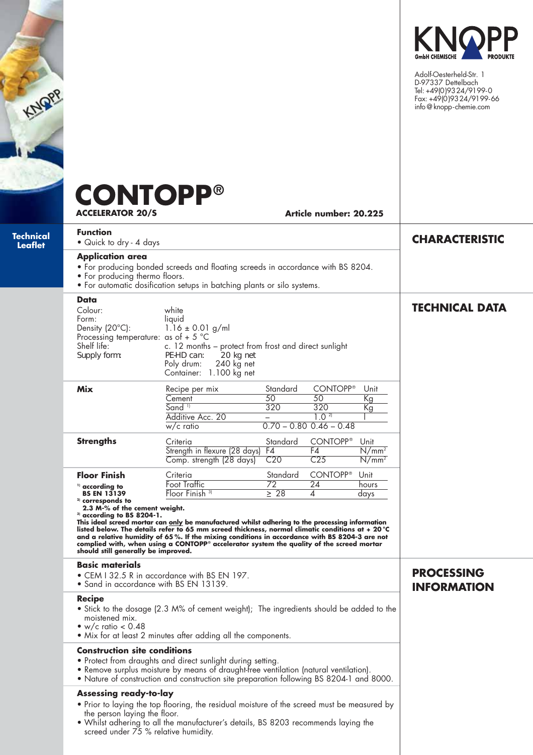KNOPP GmbH CHEMISCHE PRODUKTE

Adolf-Oesterheld-Str. 1
D-97337 Dettelbach
Tel: +49(0)9324/9199-0
Fax: +49(0)9324/9199-66
info@knopp-chemie.com

# CONTOPP®

**ACCELERATOR 20/S** **Article number: 20.225**

**Technical Leaflet**

## CHARACTERISTIC

### Function

- Quick to dry - 4 days

### Application area

- For producing bonded screeds and floating screeds in accordance with BS 8204.
- For producing thermo floors.
- For automatic dosification setups in batching plants or silo systems.

## TECHNICAL DATA

### Data

| | |
|---|---|
| Colour: | white |
| Form: | liquid |
| Density (20°C): | 1.16 ± 0.01 g/ml |
| Processing temperature: | as of + 5 °C |
| Shelf life: | c. 12 months – protect from frost and direct sunlight |
| Supply form: | PE-HD can: 20 kg net<br>Poly drum: 240 kg net<br>Container: 1.100 kg net |

### Mix

| Recipe per mix | Standard | CONTOPP® | Unit |
|---|---|---|---|
| Cement | 50 | 50 | Kg |
| Sand [1] | 320 | 320 | Kg |
| Additive Acc. 20 | – | 1.0 [2] | l |
| w/c ratio | 0.70 – 0.80 | 0.46 – 0.48 | |

### Strengths

| Criteria | Standard | CONTOPP® | Unit |
|---|---|---|---|
| Strength in flexure (28 days) | F4 | F4 | N/mm² |
| Comp. strength (28 days) | C20 | C25 | N/mm² |

### Floor Finish

| Criteria | Standard | CONTOPP® | Unit |
|---|---|---|---|
| Foot Traffic | 72 | 24 | hours |
| Floor Finish [3] | ≥ 28 | 4 | days |

**[1] according to BS EN 13139**
**[2] corresponds to 2.3 M-% of the cement weight.**
**[3] according to BS 8204-1.**

**This ideal screed mortar can only be manufactured whilst adhering to the processing information listed below. The details refer to 65 mm screed thickness, normal climatic conditions at + 20 °C and a relative humidity of 65 %. If the mixing conditions in accordance with BS 8204-3 are not complied with, when using a CONTOPP® accelerator system the quality of the screed mortar should still generally be improved.**

## PROCESSING INFORMATION

### Basic materials

- CEM I 32.5 R in accordance with BS EN 197.
- Sand in accordance with BS EN 13139.

### Recipe

- Stick to the dosage (2.3 M% of cement weight); The ingredients should be added to the moistened mix.
- w/c ratio < 0.48
- Mix for at least 2 minutes after adding all the components.

### Construction site conditions

- Protect from draughts and direct sunlight during setting.
- Remove surplus moisture by means of draught-free ventilation (natural ventilation).
- Nature of construction and construction site preparation following BS 8204-1 and 8000.

### Assessing ready-to-lay

- Prior to laying the top flooring, the residual moisture of the screed must be measured by the person laying the floor.
- Whilst adhering to all the manufacturer's details, BS 8203 recommends laying the screed under 75 % relative humidity.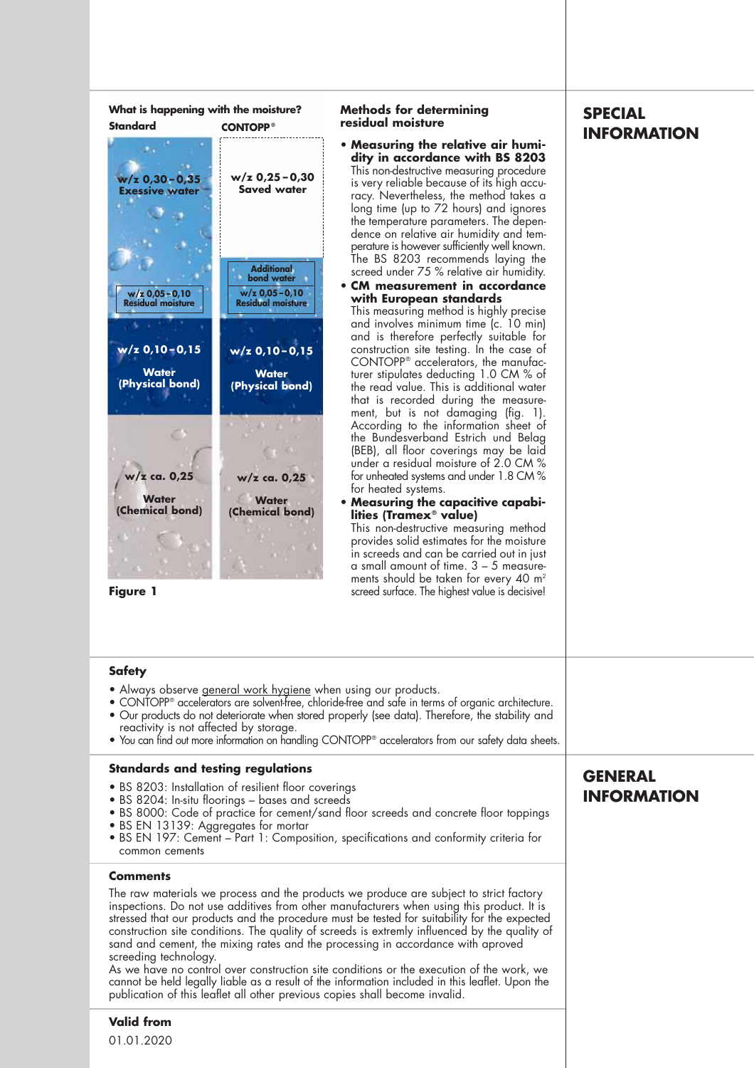## SPECIAL INFORMATION

### What is happening with the moisture?

Standard

w/z 0,30 – 0,35
Exessive water

w/z 0,05 – 0,10
Residual moisture

w/z 0,10 – 0,15
Water
(Physical bond)

w/z ca. 0,25
Water
(Chemical bond)

CONTOPP®

w/z 0,25 – 0,30
Saved water

Additional bond water

w/z 0,05 – 0,10
Residual moisture

w/z 0,10 – 0,15
Water
(Physical bond)

w/z ca. 0,25
Water
(Chemical bond)

**Figure 1**

### Methods for determining residual moisture

- **Measuring the relative air humidity in accordance with BS 8203**
  This non-destructive measuring procedure is very reliable because of its high accuracy. Nevertheless, the method takes a long time (up to 72 hours) and ignores the temperature parameters. The dependence on relative air humidity and temperature is however sufficiently well known. The BS 8203 recommends laying the screed under 75 % relative air humidity.
- **CM measurement in accordance with European standards**
  This measuring method is highly precise and involves minimum time (c. 10 min) and is therefore perfectly suitable for construction site testing. In the case of CONTOPP® accelerators, the manufacturer stipulates deducting 1.0 CM % of the read value. This is additional water that is recorded during the measurement, but is not damaging (fig. 1). According to the information sheet of the Bundesverband Estrich und Belag (BEB), all floor coverings may be laid under a residual moisture of 2.0 CM % for unheated systems and under 1.8 CM % for heated systems.
- **Measuring the capacitive capabilities (Tramex® value)**
  This non-destructive measuring method provides solid estimates for the moisture in screeds and can be carried out in just a small amount of time. 3 – 5 measurements should be taken for every 40 m² screed surface. The highest value is decisive!

### Safety

- Always observe general work hygiene when using our products.
- CONTOPP® accelerators are solvent-free, chloride-free and safe in terms of organic architecture.
- Our products do not deteriorate when stored properly (see data). Therefore, the stability and reactivity is not affected by storage.
- You can find out more information on handling CONTOPP® accelerators from our safety data sheets.

## GENERAL INFORMATION

### Standards and testing regulations

- BS 8203: Installation of resilient floor coverings
- BS 8204: In-situ floorings – bases and screeds
- BS 8000: Code of practice for cement/sand floor screeds and concrete floor toppings
- BS EN 13139: Aggregates for mortar
- BS EN 197: Cement – Part 1: Composition, specifications and conformity criteria for common cements

### Comments

The raw materials we process and the products we produce are subject to strict factory inspections. Do not use additives from other manufacturers when using this product. It is stressed that our products and the procedure must be tested for suitability for the expected construction site conditions. The quality of screeds is extremly influenced by the quality of sand and cement, the mixing rates and the processing in accordance with aproved screeding technology.
As we have no control over construction site conditions or the execution of the work, we cannot be held legally liable as a result of the information included in this leaflet. Upon the publication of this leaflet all other previous copies shall become invalid.

### Valid from

01.01.2020